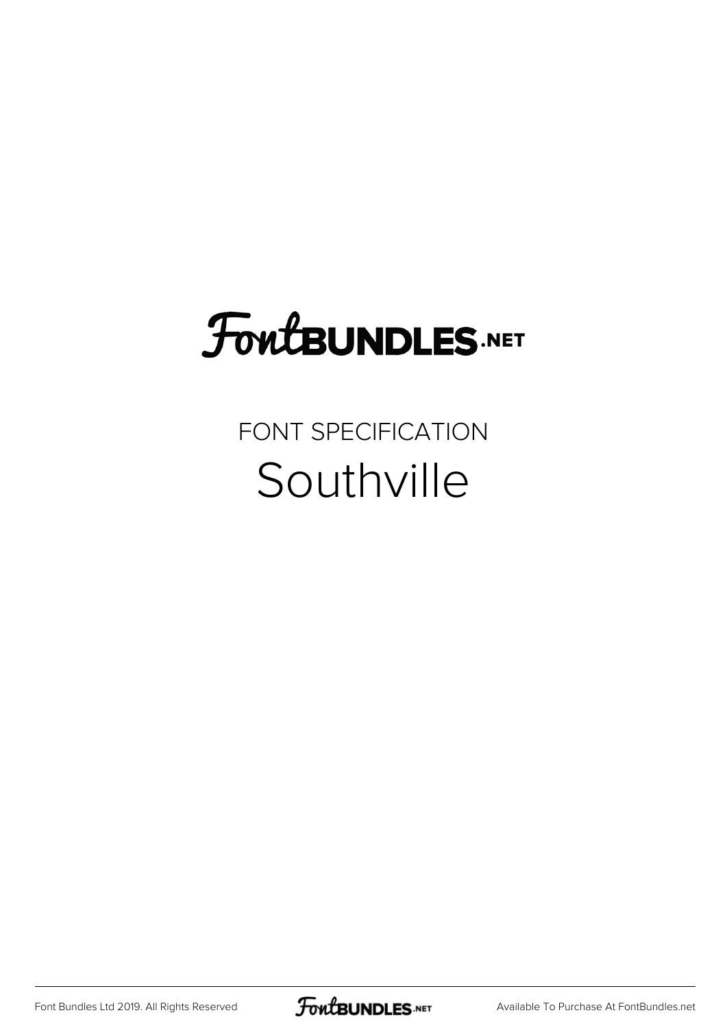# FontBUNDLES.NET

FONT SPECIFICATION

## Southville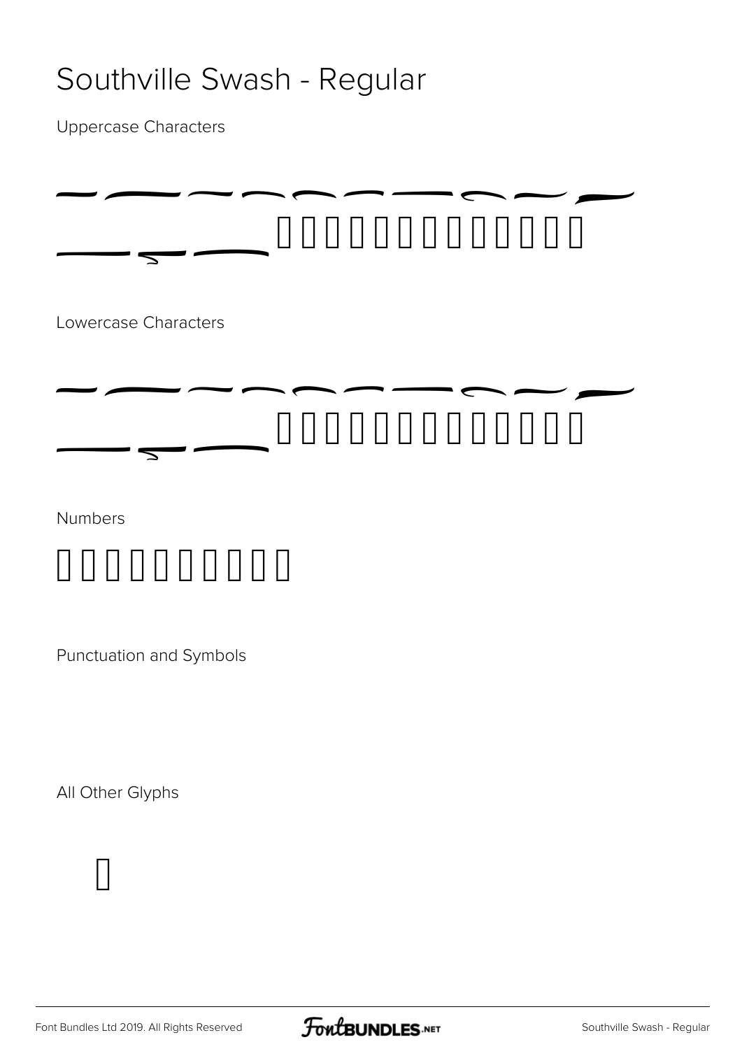# Southville Swash - Regular

Uppercase Characters

Lowercase Characters

Numbers

Punctuation and Symbols

All Other Glyphs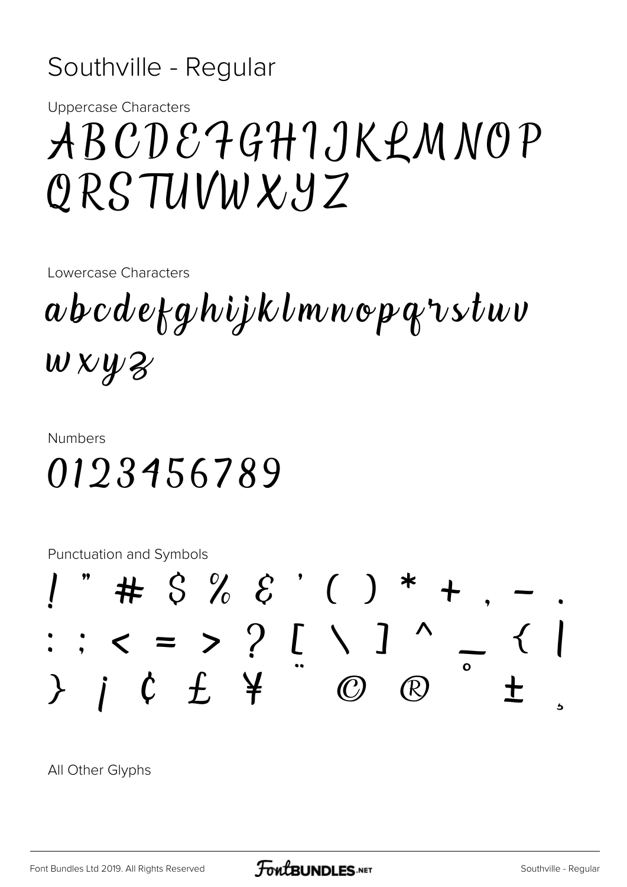# Southville - Regular

Uppercase Characters

ABCDEFGHIJKLMNOP
QRSTUVWXYZ

Lowercase Characters

abcdefghijklmnopqrstuv
wxyz

Numbers

0123456789

Punctuation and Symbols

! " # $ % & ' ( ) * + , - .
: ; < = > ? [ \ ] ^ _ { |
} ¡ ¢ £ ¥ ¨ © ® ° ± ¸

All Other Glyphs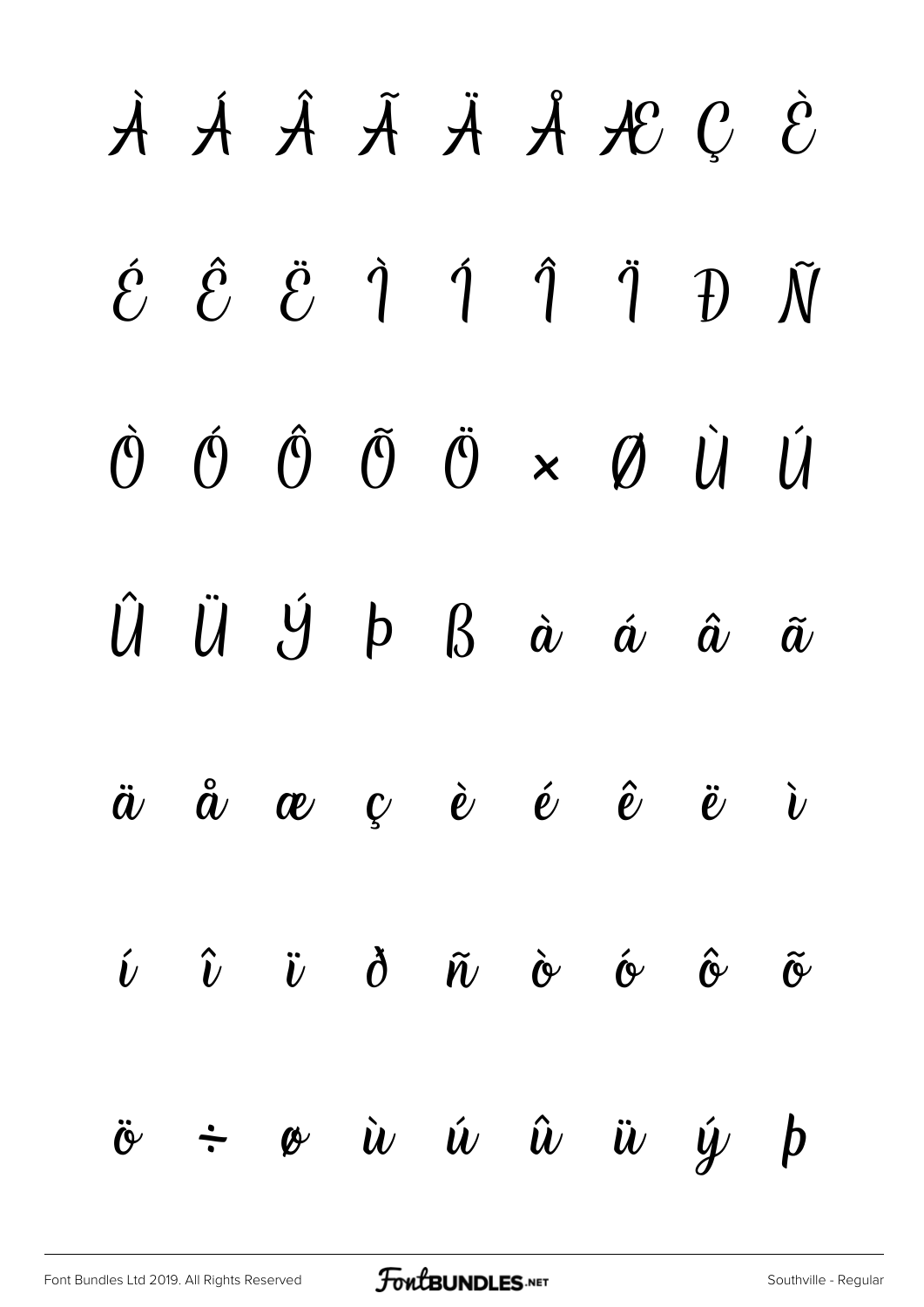À Á Â Ã Ä Å Æ Ç È

É Ê Ë Ì Í Î Ï Ð Ñ

Ò Ó Ô Õ Ö × Ø Ù Ú

Û Ü Ý Þ ß à á â ã

ä å æ ç è é ê ë ì

í î ï ð ñ ò ó ô õ

ö ÷ ø ù ú û ü ý þ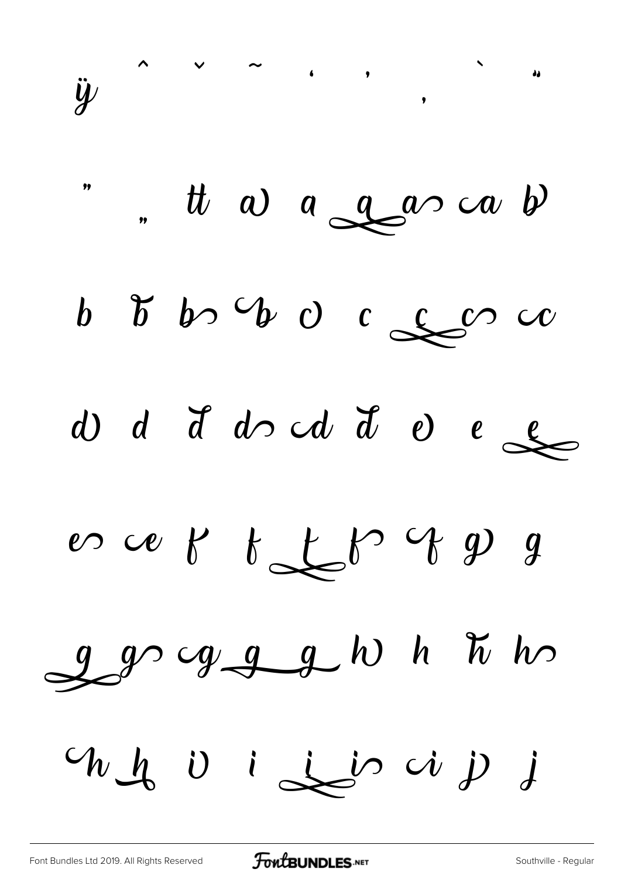ÿ ˆ ˇ ˜ ‘ ’ ‚ ` “

” „ tt a a a a a b

b b b b c c c c c

d d d d d d e e e

e e f f f f f g g

g g g g g h h h h

h h i i i i i j j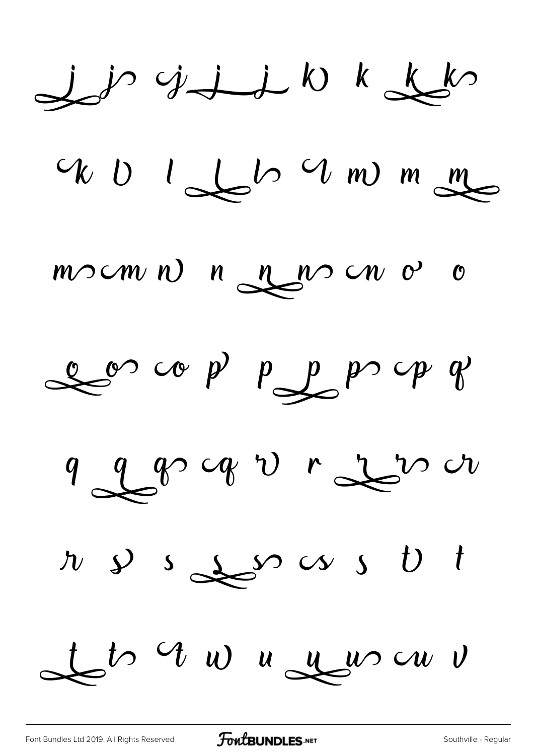j j j j j k k k k

k l l l l l m m m

m m n n n n n o o

o o o p p p p p q

q q q q r r r r r

r s s s s s s t t

t t t u u u u u v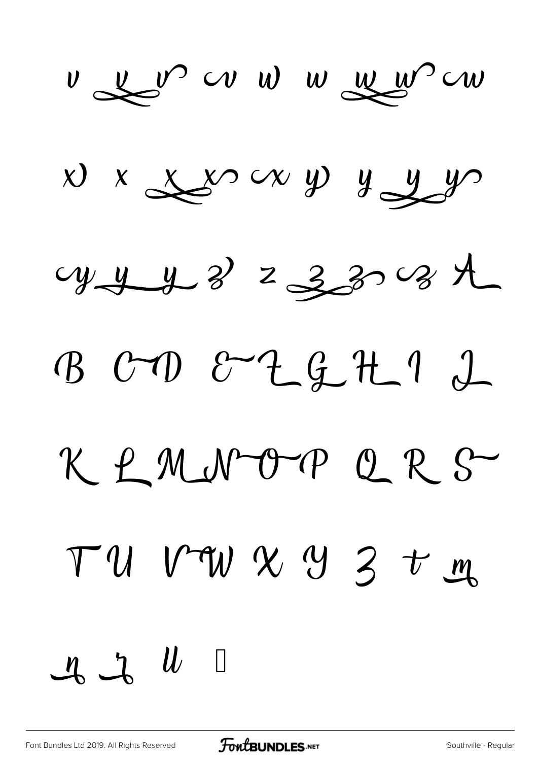v v v v w w w w w

x x x x x y y y y

y y y z z z z z A

B C D E F G H I J

K L M N O P Q R S

T U V W X Y Z t m

n r ll